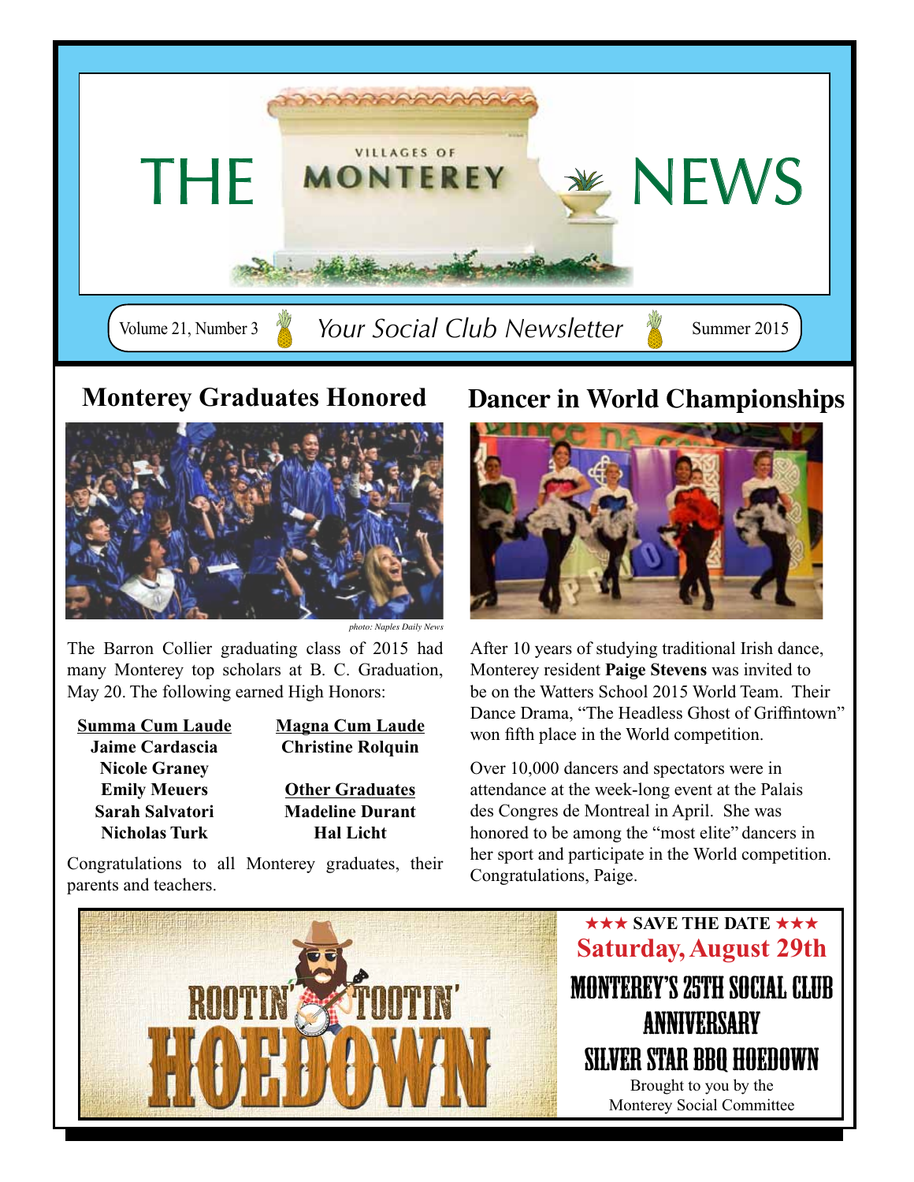# THE VILLAGES OF MONTEREY NEWS

Volume 21, Number 3 — *Your Social Club Newsletter* — Summer 2015

## Monterey Graduates Honored

*photo: Naples Daily News*

The Barron Collier graduating class of 2015 had many Monterey top scholars at B. C. Graduation, May 20. The following earned High Honors:

**Summa Cum Laude**
**Jaime Cardascia**
**Nicole Graney**
**Emily Meuers**
**Sarah Salvatori**
**Nicholas Turk**

**Magna Cum Laude**
**Christine Rolquin**

**Other Graduates**
**Madeline Durant**
**Hal Licht**

Congratulations to all Monterey graduates, their parents and teachers.

## Dancer in World Championships

After 10 years of studying traditional Irish dance, Monterey resident **Paige Stevens** was invited to be on the Watters School 2015 World Team. Their Dance Drama, "The Headless Ghost of Griffintown" won fifth place in the World competition.

Over 10,000 dancers and spectators were in attendance at the week-long event at the Palais des Congres de Montreal in April. She was honored to be among the "most elite" dancers in her sport and participate in the World competition. Congratulations, Paige.

ROOTIN' TOOTIN' HOEDOWN

★★★ **SAVE THE DATE** ★★★

**Saturday, August 29th**

**MONTEREY'S 25TH SOCIAL CLUB ANNIVERSARY**

**SILVER STAR BBQ HOEDOWN**

Brought to you by the Monterey Social Committee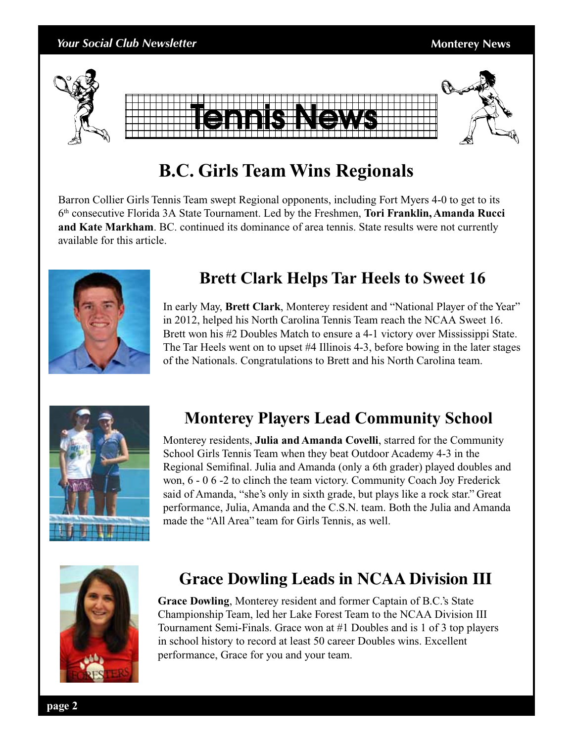# Tennis News

## B.C. Girls Team Wins Regionals

Barron Collier Girls Tennis Team swept Regional opponents, including Fort Myers 4-0 to get to its 6th consecutive Florida 3A State Tournament. Led by the Freshmen, **Tori Franklin, Amanda Rucci and Kate Markham**. BC. continued its dominance of area tennis. State results were not currently available for this article.

## Brett Clark Helps Tar Heels to Sweet 16

In early May, **Brett Clark**, Monterey resident and "National Player of the Year" in 2012, helped his North Carolina Tennis Team reach the NCAA Sweet 16. Brett won his #2 Doubles Match to ensure a 4-1 victory over Mississippi State. The Tar Heels went on to upset #4 Illinois 4-3, before bowing in the later stages of the Nationals. Congratulations to Brett and his North Carolina team.

## Monterey Players Lead Community School

Monterey residents, **Julia and Amanda Covelli**, starred for the Community School Girls Tennis Team when they beat Outdoor Academy 4-3 in the Regional Semifinal. Julia and Amanda (only a 6th grader) played doubles and won, 6 - 0 6 -2 to clinch the team victory. Community Coach Joy Frederick said of Amanda, "she's only in sixth grade, but plays like a rock star." Great performance, Julia, Amanda and the C.S.N. team. Both the Julia and Amanda made the "All Area" team for Girls Tennis, as well.

## Grace Dowling Leads in NCAA Division III

**Grace Dowling**, Monterey resident and former Captain of B.C.'s State Championship Team, led her Lake Forest Team to the NCAA Division III Tournament Semi-Finals. Grace won at #1 Doubles and is 1 of 3 top players in school history to record at least 50 career Doubles wins. Excellent performance, Grace for you and your team.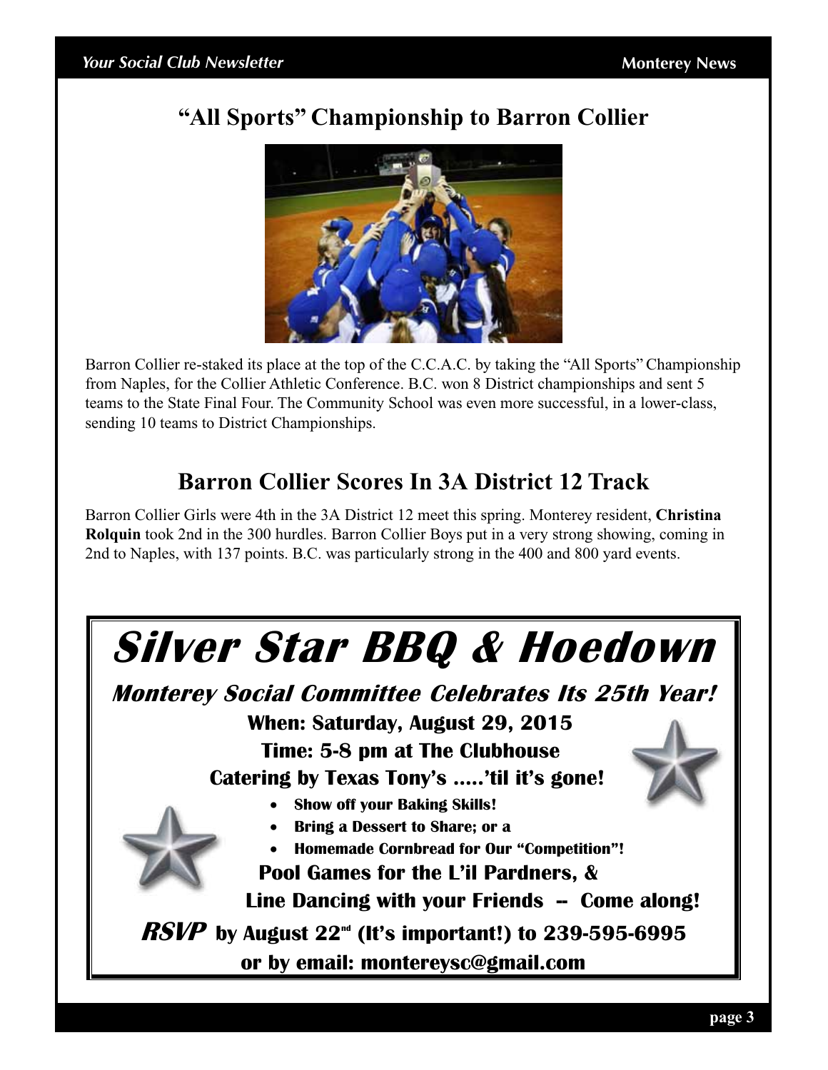## "All Sports" Championship to Barron Collier

Barron Collier re-staked its place at the top of the C.C.A.C. by taking the "All Sports" Championship from Naples, for the Collier Athletic Conference. B.C. won 8 District championships and sent 5 teams to the State Final Four. The Community School was even more successful, in a lower-class, sending 10 teams to District Championships.

## Barron Collier Scores In 3A District 12 Track

Barron Collier Girls were 4th in the 3A District 12 meet this spring. Monterey resident, **Christina Rolquin** took 2nd in the 300 hurdles. Barron Collier Boys put in a very strong showing, coming in 2nd to Naples, with 137 points. B.C. was particularly strong in the 400 and 800 yard events.

# *Silver Star BBQ & Hoedown*

### *Monterey Social Committee Celebrates Its 25th Year!*

**When: Saturday, August 29, 2015**

**Time: 5-8 pm at The Clubhouse**

**Catering by Texas Tony's .....'til it's gone!**

- **Show off your Baking Skills!**
- **Bring a Dessert to Share; or a**
- **Homemade Cornbread for Our "Competition"!**

**Pool Games for the L'il Pardners, &**

**Line Dancing with your Friends -- Come along!**

***RSVP*** **by August 22nd (It's important!) to 239-595-6995**

**or by email: montereysc@gmail.com**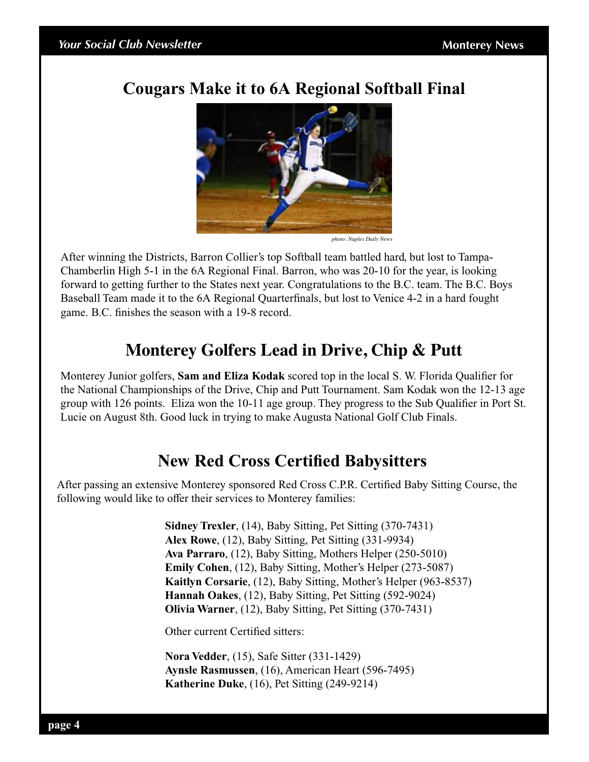## Cougars Make it to 6A Regional Softball Final

*photo: Naples Daily News*

After winning the Districts, Barron Collier's top Softball team battled hard, but lost to Tampa-Chamberlin High 5-1 in the 6A Regional Final. Barron, who was 20-10 for the year, is looking forward to getting further to the States next year. Congratulations to the B.C. team. The B.C. Boys Baseball Team made it to the 6A Regional Quarterfinals, but lost to Venice 4-2 in a hard fought game. B.C. finishes the season with a 19-8 record.

## Monterey Golfers Lead in Drive, Chip & Putt

Monterey Junior golfers, **Sam and Eliza Kodak** scored top in the local S. W. Florida Qualifier for the National Championships of the Drive, Chip and Putt Tournament. Sam Kodak won the 12-13 age group with 126 points. Eliza won the 10-11 age group. They progress to the Sub Qualifier in Port St. Lucie on August 8th. Good luck in trying to make Augusta National Golf Club Finals.

## New Red Cross Certified Babysitters

After passing an extensive Monterey sponsored Red Cross C.P.R. Certified Baby Sitting Course, the following would like to offer their services to Monterey families:

**Sidney Trexler**, (14), Baby Sitting, Pet Sitting (370-7431)
**Alex Rowe**, (12), Baby Sitting, Pet Sitting (331-9934)
**Ava Parraro**, (12), Baby Sitting, Mothers Helper (250-5010)
**Emily Cohen**, (12), Baby Sitting, Mother's Helper (273-5087)
**Kaitlyn Corsarie**, (12), Baby Sitting, Mother's Helper (963-8537)
**Hannah Oakes**, (12), Baby Sitting, Pet Sitting (592-9024)
**Olivia Warner**, (12), Baby Sitting, Pet Sitting (370-7431)

Other current Certified sitters:

**Nora Vedder**, (15), Safe Sitter (331-1429)
**Aynsle Rasmussen**, (16), American Heart (596-7495)
**Katherine Duke**, (16), Pet Sitting (249-9214)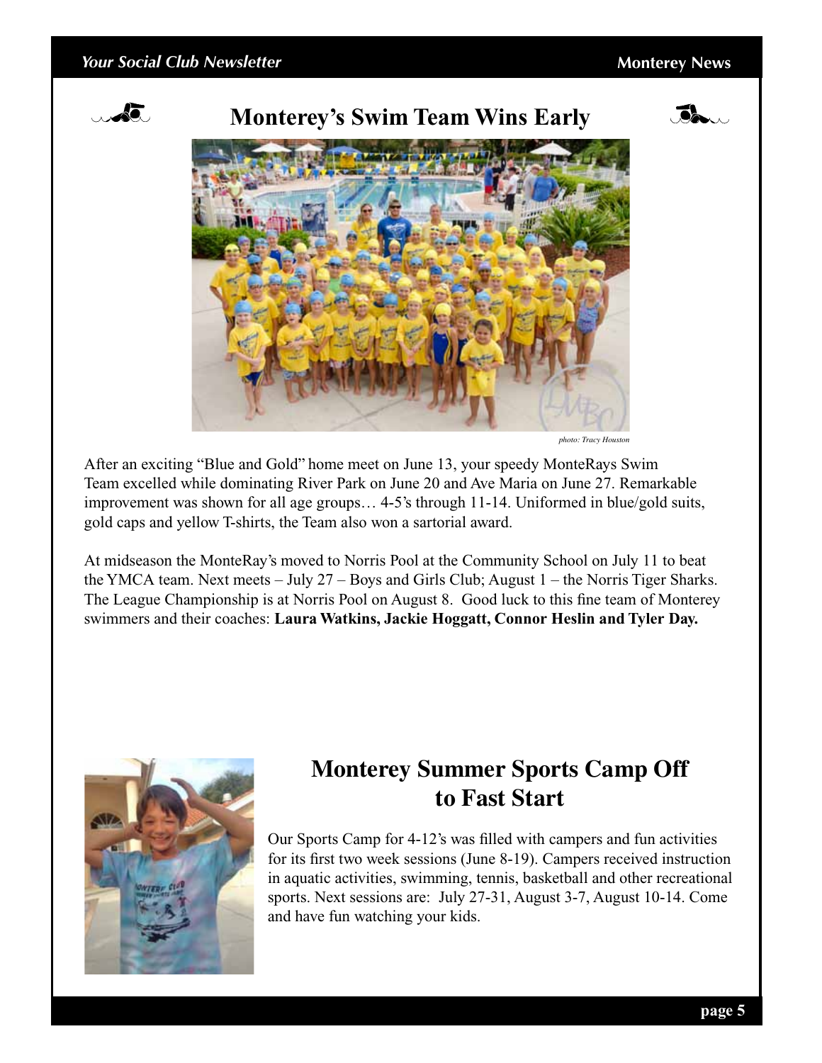## Monterey's Swim Team Wins Early

*photo: Tracy Houston*

After an exciting "Blue and Gold" home meet on June 13, your speedy MonteRays Swim Team excelled while dominating River Park on June 20 and Ave Maria on June 27. Remarkable improvement was shown for all age groups… 4-5's through 11-14. Uniformed in blue/gold suits, gold caps and yellow T-shirts, the Team also won a sartorial award.

At midseason the MonteRay's moved to Norris Pool at the Community School on July 11 to beat the YMCA team. Next meets – July 27 – Boys and Girls Club; August 1 – the Norris Tiger Sharks. The League Championship is at Norris Pool on August 8. Good luck to this fine team of Monterey swimmers and their coaches: **Laura Watkins, Jackie Hoggatt, Connor Heslin and Tyler Day.**

## Monterey Summer Sports Camp Off to Fast Start

Our Sports Camp for 4-12's was filled with campers and fun activities for its first two week sessions (June 8-19). Campers received instruction in aquatic activities, swimming, tennis, basketball and other recreational sports. Next sessions are: July 27-31, August 3-7, August 10-14. Come and have fun watching your kids.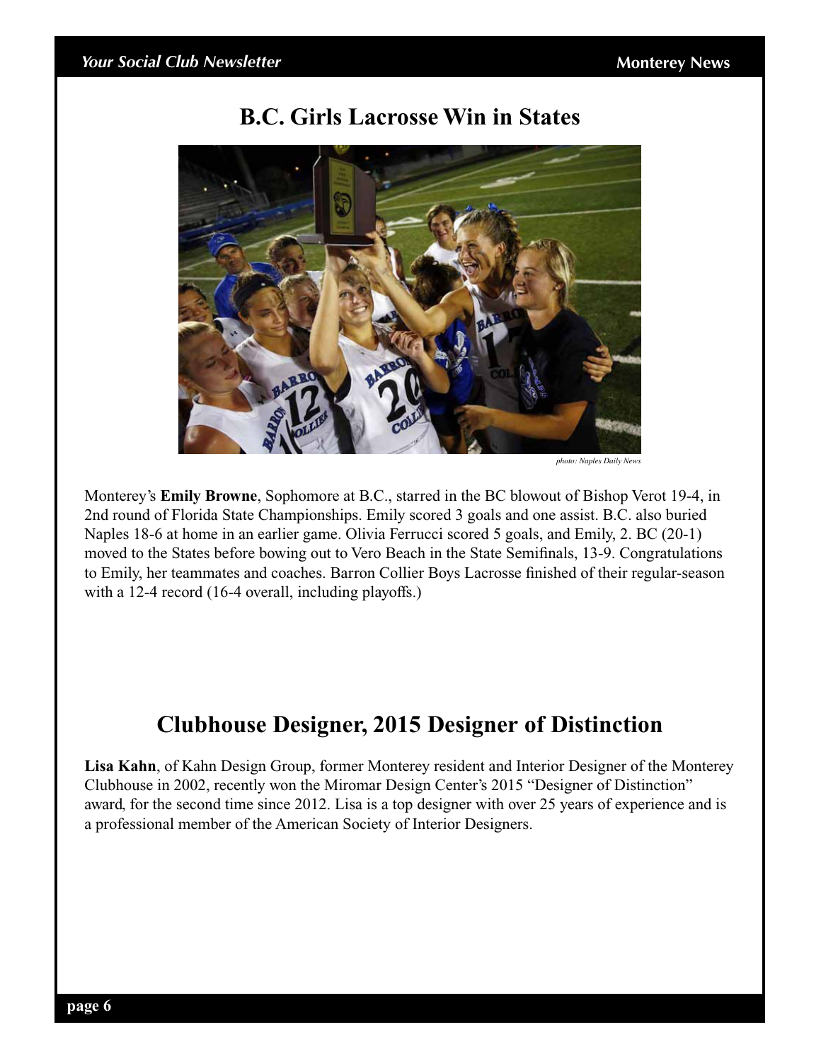## B.C. Girls Lacrosse Win in States

*photo: Naples Daily News*

Monterey's **Emily Browne**, Sophomore at B.C., starred in the BC blowout of Bishop Verot 19-4, in 2nd round of Florida State Championships. Emily scored 3 goals and one assist. B.C. also buried Naples 18-6 at home in an earlier game. Olivia Ferrucci scored 5 goals, and Emily, 2. BC (20-1) moved to the States before bowing out to Vero Beach in the State Semifinals, 13-9. Congratulations to Emily, her teammates and coaches. Barron Collier Boys Lacrosse finished of their regular-season with a 12-4 record (16-4 overall, including playoffs.)

## Clubhouse Designer, 2015 Designer of Distinction

**Lisa Kahn**, of Kahn Design Group, former Monterey resident and Interior Designer of the Monterey Clubhouse in 2002, recently won the Miromar Design Center's 2015 "Designer of Distinction" award, for the second time since 2012. Lisa is a top designer with over 25 years of experience and is a professional member of the American Society of Interior Designers.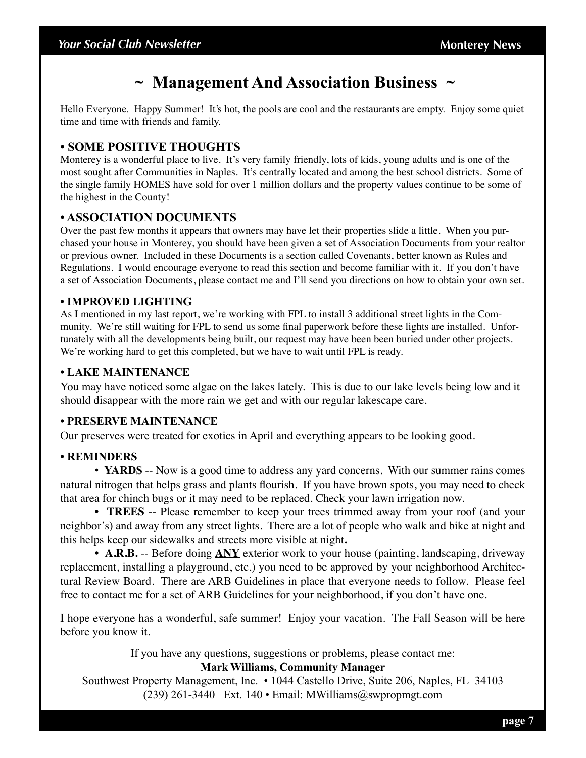# ~ Management And Association Business ~

Hello Everyone. Happy Summer! It's hot, the pools are cool and the restaurants are empty. Enjoy some quiet time and time with friends and family.

## • SOME POSITIVE THOUGHTS

Monterey is a wonderful place to live. It's very family friendly, lots of kids, young adults and is one of the most sought after Communities in Naples. It's centrally located and among the best school districts. Some of the single family HOMES have sold for over 1 million dollars and the property values continue to be some of the highest in the County!

## • ASSOCIATION DOCUMENTS

Over the past few months it appears that owners may have let their properties slide a little. When you purchased your house in Monterey, you should have been given a set of Association Documents from your realtor or previous owner. Included in these Documents is a section called Covenants, better known as Rules and Regulations. I would encourage everyone to read this section and become familiar with it. If you don't have a set of Association Documents, please contact me and I'll send you directions on how to obtain your own set.

## • IMPROVED LIGHTING

As I mentioned in my last report, we're working with FPL to install 3 additional street lights in the Community. We're still waiting for FPL to send us some final paperwork before these lights are installed. Unfortunately with all the developments being built, our request may have been been buried under other projects. We're working hard to get this completed, but we have to wait until FPL is ready.

## • LAKE MAINTENANCE

You may have noticed some algae on the lakes lately. This is due to our lake levels being low and it should disappear with the more rain we get and with our regular lakescape care.

## • PRESERVE MAINTENANCE

Our preserves were treated for exotics in April and everything appears to be looking good.

## • REMINDERS

• **YARDS** -- Now is a good time to address any yard concerns. With our summer rains comes natural nitrogen that helps grass and plants flourish. If you have brown spots, you may need to check that area for chinch bugs or it may need to be replaced. Check your lawn irrigation now.

• **TREES** -- Please remember to keep your trees trimmed away from your roof (and your neighbor's) and away from any street lights. There are a lot of people who walk and bike at night and this helps keep our sidewalks and streets more visible at night**.**

• **A.R.B.** -- Before doing **<u>ANY</u>** exterior work to your house (painting, landscaping, driveway replacement, installing a playground, etc.) you need to be approved by your neighborhood Architectural Review Board. There are ARB Guidelines in place that everyone needs to follow. Please feel free to contact me for a set of ARB Guidelines for your neighborhood, if you don't have one.

I hope everyone has a wonderful, safe summer! Enjoy your vacation. The Fall Season will be here before you know it.

If you have any questions, suggestions or problems, please contact me:
**Mark Williams, Community Manager**
Southwest Property Management, Inc. • 1044 Castello Drive, Suite 206, Naples, FL 34103
(239) 261-3440 Ext. 140 • Email: MWilliams@swpropmgt.com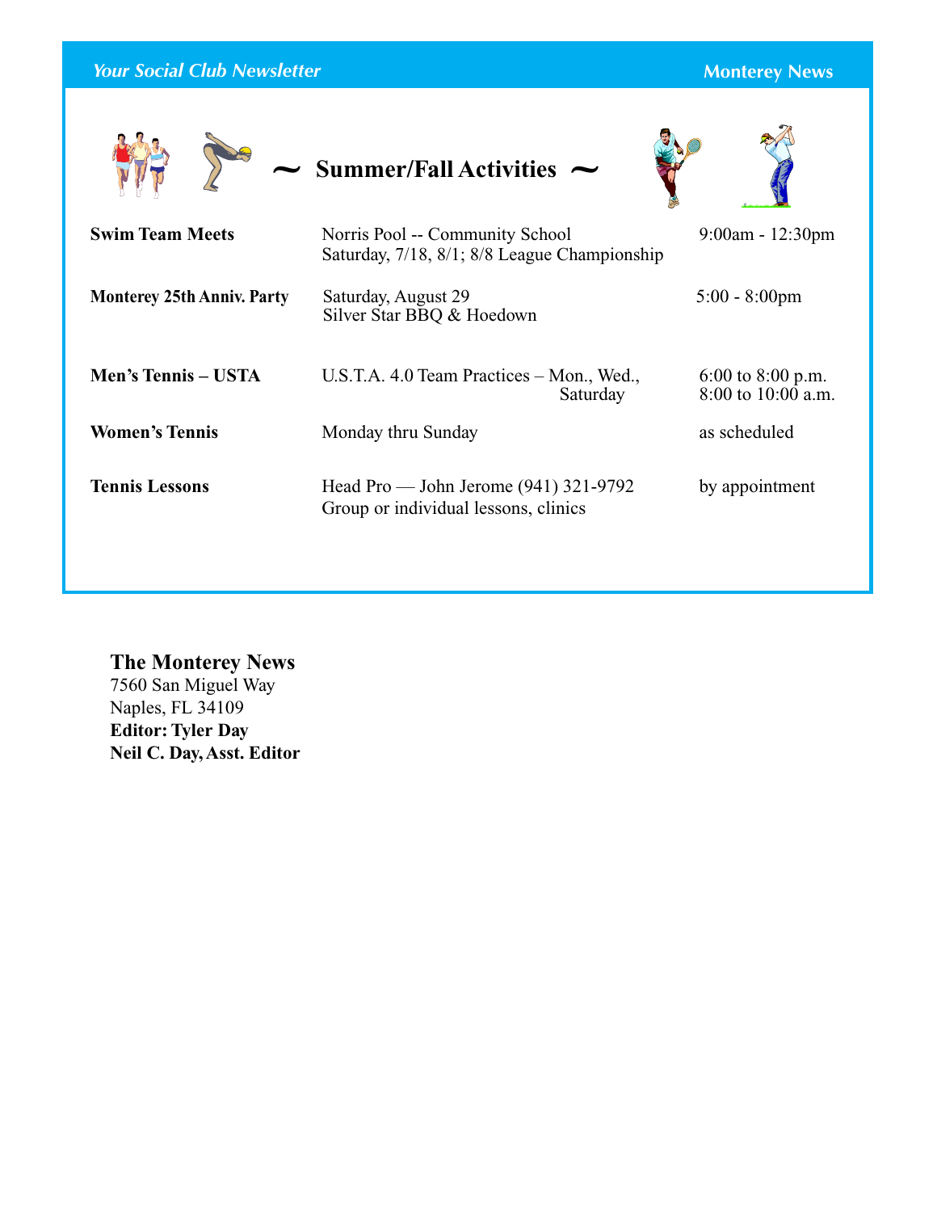## ~ Summer/Fall Activities ~

| | | |
|---|---|---|
| **Swim Team Meets** | Norris Pool -- Community School<br>Saturday, 7/18, 8/1; 8/8 League Championship | 9:00am - 12:30pm |
| **Monterey 25th Anniv. Party** | Saturday, August 29<br>Silver Star BBQ & Hoedown | 5:00 - 8:00pm |
| **Men's Tennis – USTA** | U.S.T.A. 4.0 Team Practices – Mon., Wed.,<br>Saturday | 6:00 to 8:00 p.m.<br>8:00 to 10:00 a.m. |
| **Women's Tennis** | Monday thru Sunday | as scheduled |
| **Tennis Lessons** | Head Pro — John Jerome (941) 321-9792<br>Group or individual lessons, clinics | by appointment |

**The Monterey News**
7560 San Miguel Way
Naples, FL 34109
**Editor: Tyler Day**
**Neil C. Day, Asst. Editor**